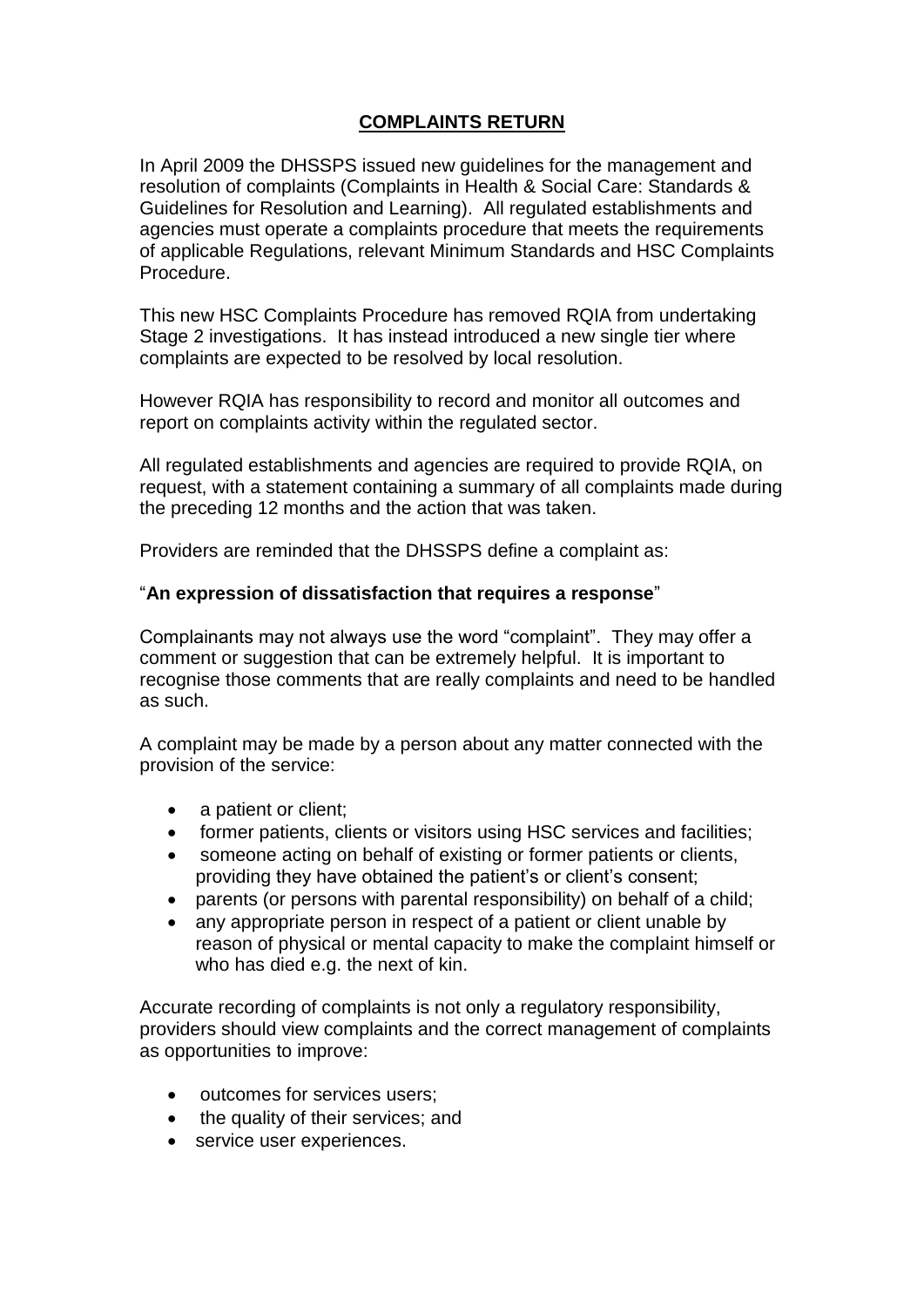# **COMPLAINTS RETURN**

In April 2009 the DHSSPS issued new guidelines for the management and resolution of complaints (Complaints in Health & Social Care: Standards & Guidelines for Resolution and Learning). All regulated establishments and agencies must operate a complaints procedure that meets the requirements of applicable Regulations, relevant Minimum Standards and HSC Complaints Procedure.

This new HSC Complaints Procedure has removed RQIA from undertaking Stage 2 investigations. It has instead introduced a new single tier where complaints are expected to be resolved by local resolution.

However RQIA has responsibility to record and monitor all outcomes and report on complaints activity within the regulated sector.

All regulated establishments and agencies are required to provide RQIA, on request, with a statement containing a summary of all complaints made during the preceding 12 months and the action that was taken.

Providers are reminded that the DHSSPS define a complaint as:

"**An expression of dissatisfaction that requires a response**"

Complainants may not always use the word "complaint". They may offer a comment or suggestion that can be extremely helpful. It is important to recognise those comments that are really complaints and need to be handled as such.

A complaint may be made by a person about any matter connected with the provision of the service:

- a patient or client;
- former patients, clients or visitors using HSC services and facilities;
- someone acting on behalf of existing or former patients or clients, providing they have obtained the patient's or client's consent;
- parents (or persons with parental responsibility) on behalf of a child;
- any appropriate person in respect of a patient or client unable by reason of physical or mental capacity to make the complaint himself or who has died e.g. the next of kin.

Accurate recording of complaints is not only a regulatory responsibility, providers should view complaints and the correct management of complaints as opportunities to improve:

- outcomes for services users;
- the quality of their services; and
- service user experiences.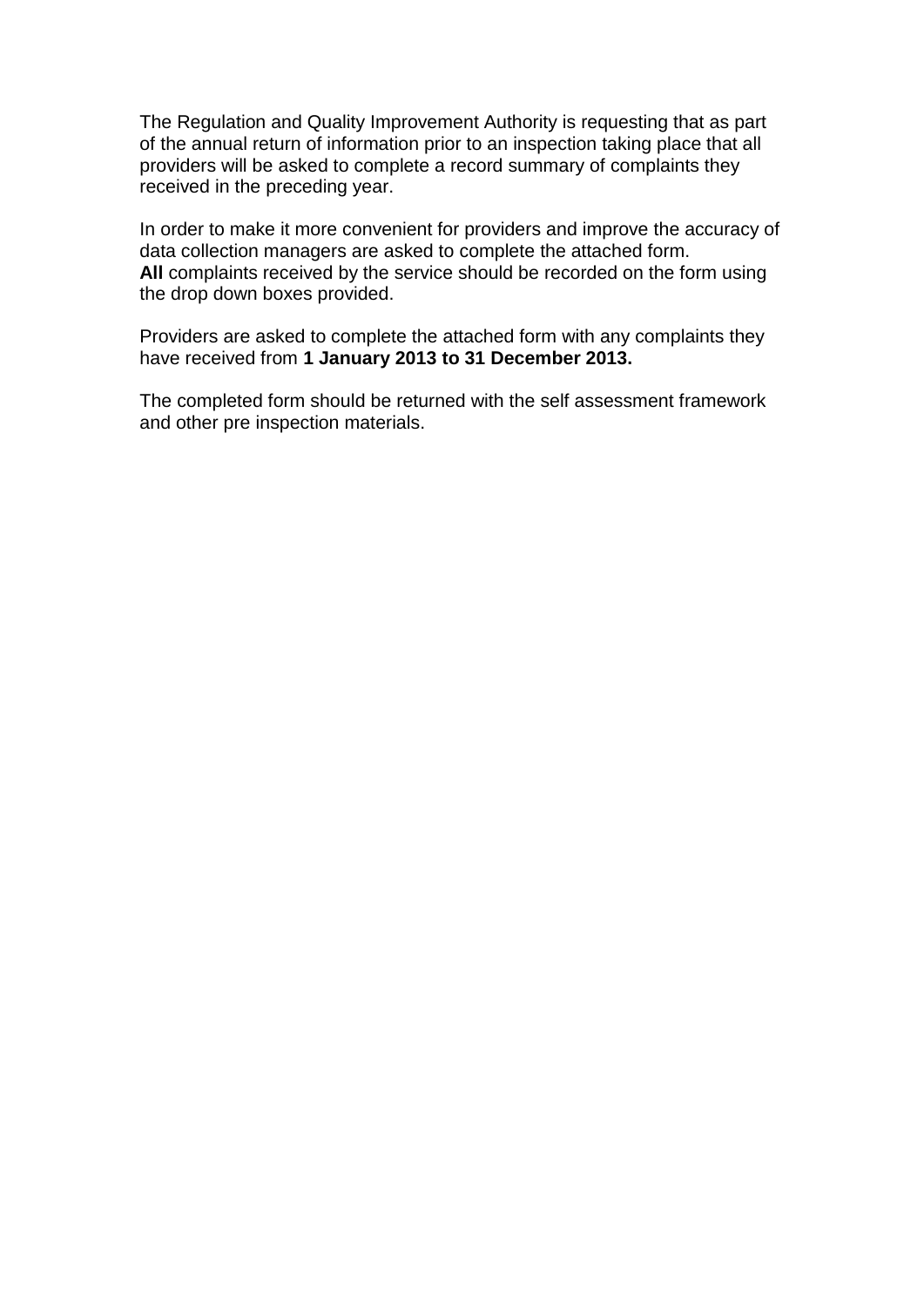The Regulation and Quality Improvement Authority is requesting that as part of the annual return of information prior to an inspection taking place that all providers will be asked to complete a record summary of complaints they received in the preceding year.

In order to make it more convenient for providers and improve the accuracy of data collection managers are asked to complete the attached form.
**All** complaints received by the service should be recorded on the form using the drop down boxes provided.

Providers are asked to complete the attached form with any complaints they have received from **1 January 2013 to 31 December 2013.**

The completed form should be returned with the self assessment framework and other pre inspection materials.